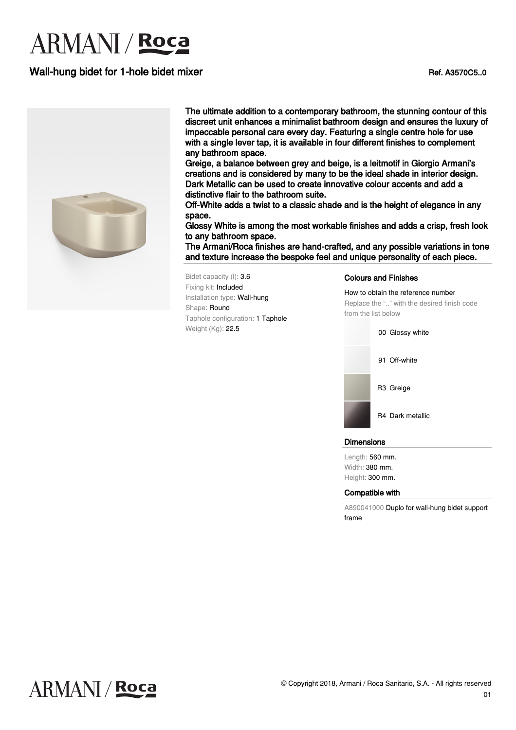# ARMANI / Roca

## Wall-hung bidet for 1-hole bidet mixer

Ref. A3570C5..0

The ultimate addition to a contemporary bathroom, the stunning contour of this discreet unit enhances a minimalist bathroom design and ensures the luxury of impeccable personal care every day. Featuring a single centre hole for use with a single lever tap, it is available in four different finishes to complement any bathroom space.
Greige, a balance between grey and beige, is a leitmotif in Giorgio Armani's creations and is considered by many to be the ideal shade in interior design.
Dark Metallic can be used to create innovative colour accents and add a distinctive flair to the bathroom suite.
Off-White adds a twist to a classic shade and is the height of elegance in any space.
Glossy White is among the most workable finishes and adds a crisp, fresh look to any bathroom space.
The Armani/Roca finishes are hand-crafted, and any possible variations in tone and texture increase the bespoke feel and unique personality of each piece.

Bidet capacity (l): 3.6
Fixing kit: Included
Installation type: Wall-hung
Shape: Round
Taphole configuration: 1 Taphole
Weight (Kg): 22.5

### Colours and Finishes

How to obtain the reference number
Replace the ".." with the desired finish code from the list below

- 00 Glossy white
- 91 Off-white
- R3 Greige
- R4 Dark metallic

### Dimensions

Length: 560 mm.
Width: 380 mm.
Height: 300 mm.

### Compatible with

A890041000 Duplo for wall-hung bidet support frame

© Copyright 2018, Armani / Roca Sanitario, S.A. - All rights reserved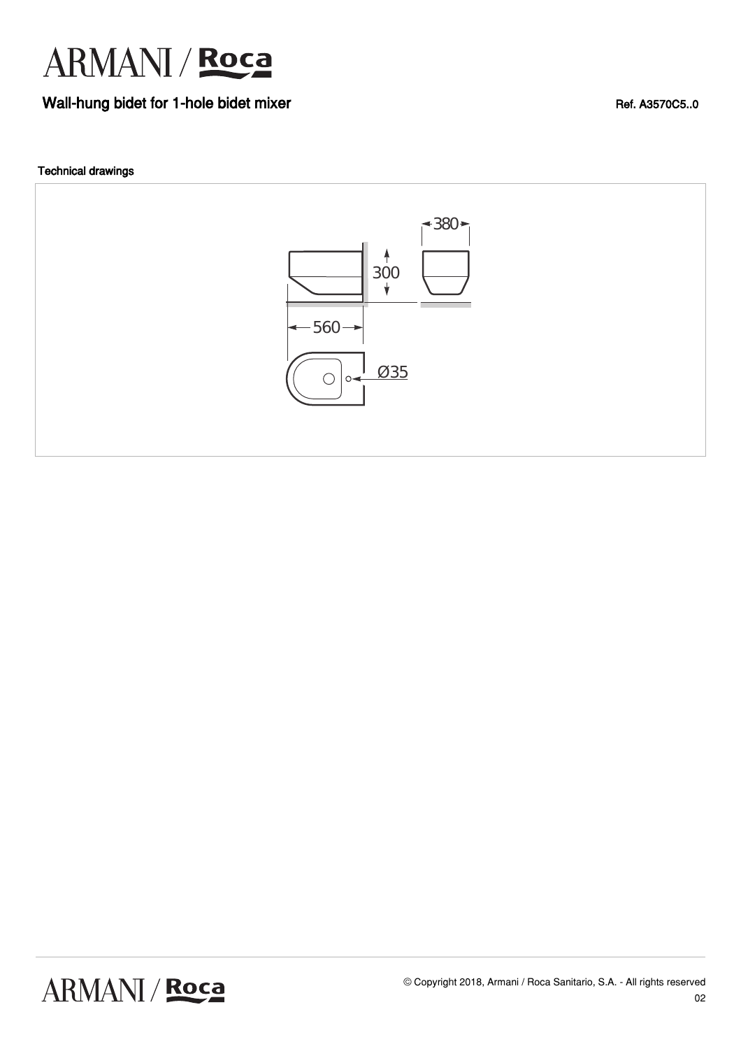# ARMANI / Roca

## Wall-hung bidet for 1-hole bidet mixer

Ref. A3570C5..0

### Technical drawings

380

300

560

Ø35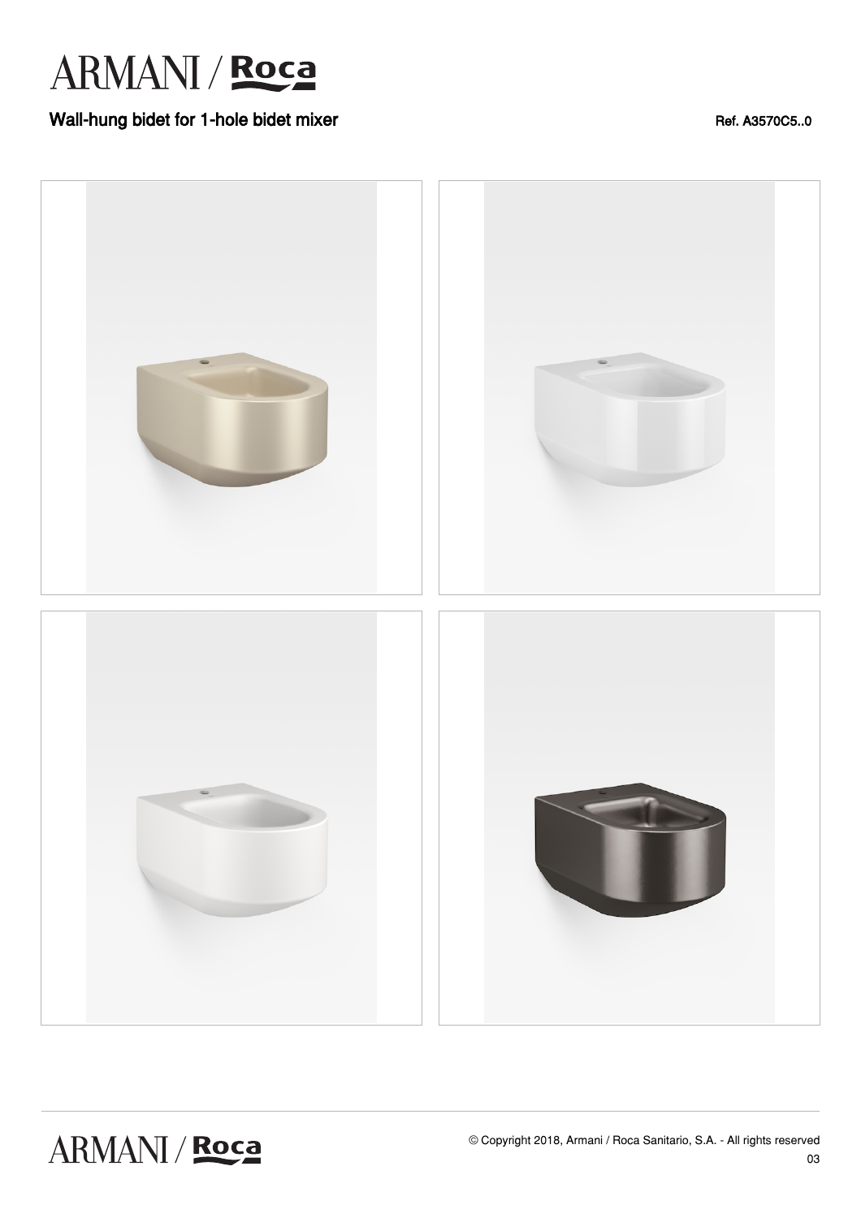# ARMANI / Roca

## Wall-hung bidet for 1-hole bidet mixer

Ref. A3570C5..0

© Copyright 2018, Armani / Roca Sanitario, S.A. - All rights reserved